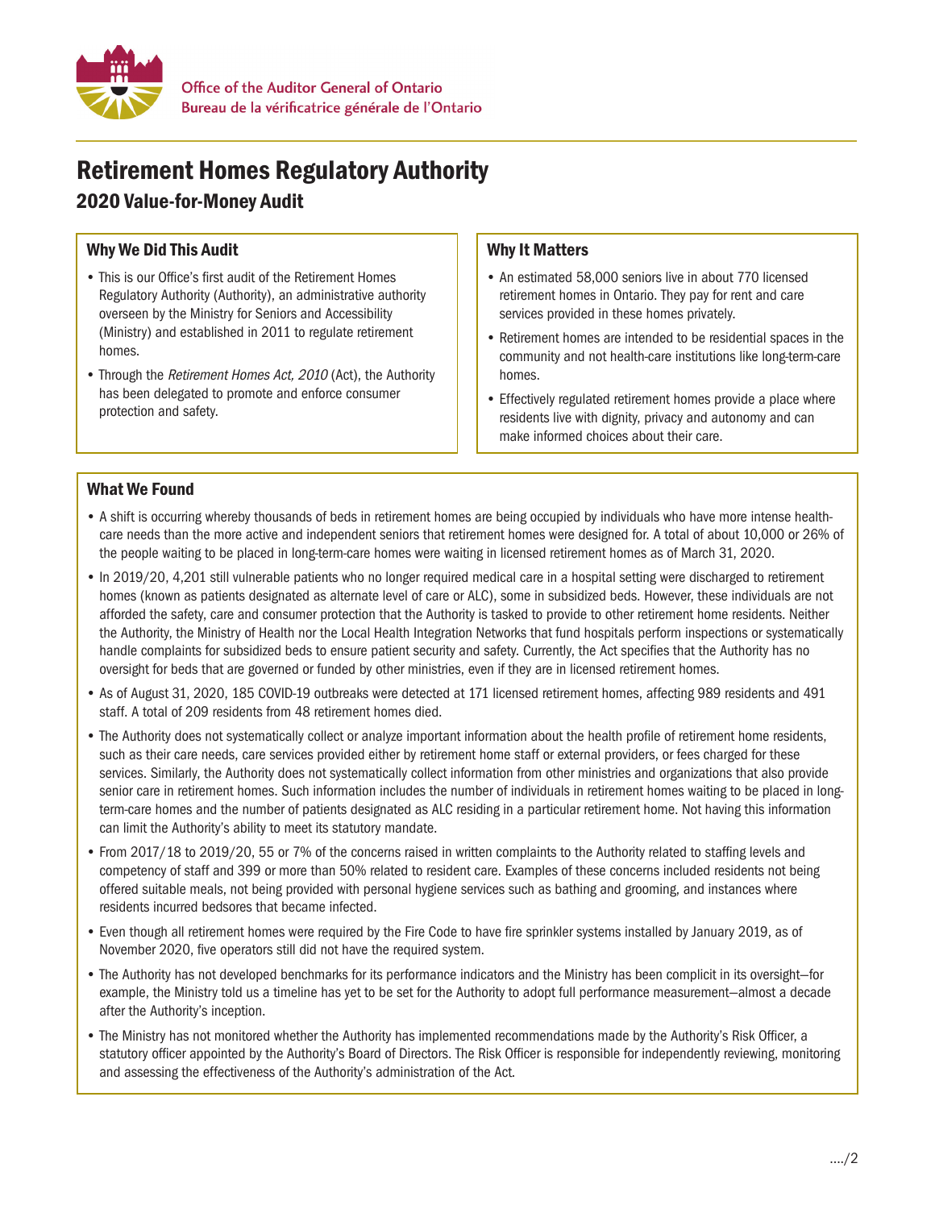Office of the Auditor General of Ontario
Bureau de la vérificatrice générale de l'Ontario

# Retirement Homes Regulatory Authority

## 2020 Value-for-Money Audit

### Why We Did This Audit

- This is our Office's first audit of the Retirement Homes Regulatory Authority (Authority), an administrative authority overseen by the Ministry for Seniors and Accessibility (Ministry) and established in 2011 to regulate retirement homes.
- Through the *Retirement Homes Act, 2010* (Act), the Authority has been delegated to promote and enforce consumer protection and safety.

### Why It Matters

- An estimated 58,000 seniors live in about 770 licensed retirement homes in Ontario. They pay for rent and care services provided in these homes privately.
- Retirement homes are intended to be residential spaces in the community and not health-care institutions like long-term-care homes.
- Effectively regulated retirement homes provide a place where residents live with dignity, privacy and autonomy and can make informed choices about their care.

### What We Found

- A shift is occurring whereby thousands of beds in retirement homes are being occupied by individuals who have more intense health-care needs than the more active and independent seniors that retirement homes were designed for. A total of about 10,000 or 26% of the people waiting to be placed in long-term-care homes were waiting in licensed retirement homes as of March 31, 2020.
- In 2019/20, 4,201 still vulnerable patients who no longer required medical care in a hospital setting were discharged to retirement homes (known as patients designated as alternate level of care or ALC), some in subsidized beds. However, these individuals are not afforded the safety, care and consumer protection that the Authority is tasked to provide to other retirement home residents. Neither the Authority, the Ministry of Health nor the Local Health Integration Networks that fund hospitals perform inspections or systematically handle complaints for subsidized beds to ensure patient security and safety. Currently, the Act specifies that the Authority has no oversight for beds that are governed or funded by other ministries, even if they are in licensed retirement homes.
- As of August 31, 2020, 185 COVID-19 outbreaks were detected at 171 licensed retirement homes, affecting 989 residents and 491 staff. A total of 209 residents from 48 retirement homes died.
- The Authority does not systematically collect or analyze important information about the health profile of retirement home residents, such as their care needs, care services provided either by retirement home staff or external providers, or fees charged for these services. Similarly, the Authority does not systematically collect information from other ministries and organizations that also provide senior care in retirement homes. Such information includes the number of individuals in retirement homes waiting to be placed in long-term-care homes and the number of patients designated as ALC residing in a particular retirement home. Not having this information can limit the Authority's ability to meet its statutory mandate.
- From 2017/18 to 2019/20, 55 or 7% of the concerns raised in written complaints to the Authority related to staffing levels and competency of staff and 399 or more than 50% related to resident care. Examples of these concerns included residents not being offered suitable meals, not being provided with personal hygiene services such as bathing and grooming, and instances where residents incurred bedsores that became infected.
- Even though all retirement homes were required by the Fire Code to have fire sprinkler systems installed by January 2019, as of November 2020, five operators still did not have the required system.
- The Authority has not developed benchmarks for its performance indicators and the Ministry has been complicit in its oversight—for example, the Ministry told us a timeline has yet to be set for the Authority to adopt full performance measurement—almost a decade after the Authority's inception.
- The Ministry has not monitored whether the Authority has implemented recommendations made by the Authority's Risk Officer, a statutory officer appointed by the Authority's Board of Directors. The Risk Officer is responsible for independently reviewing, monitoring and assessing the effectiveness of the Authority's administration of the Act.

..../2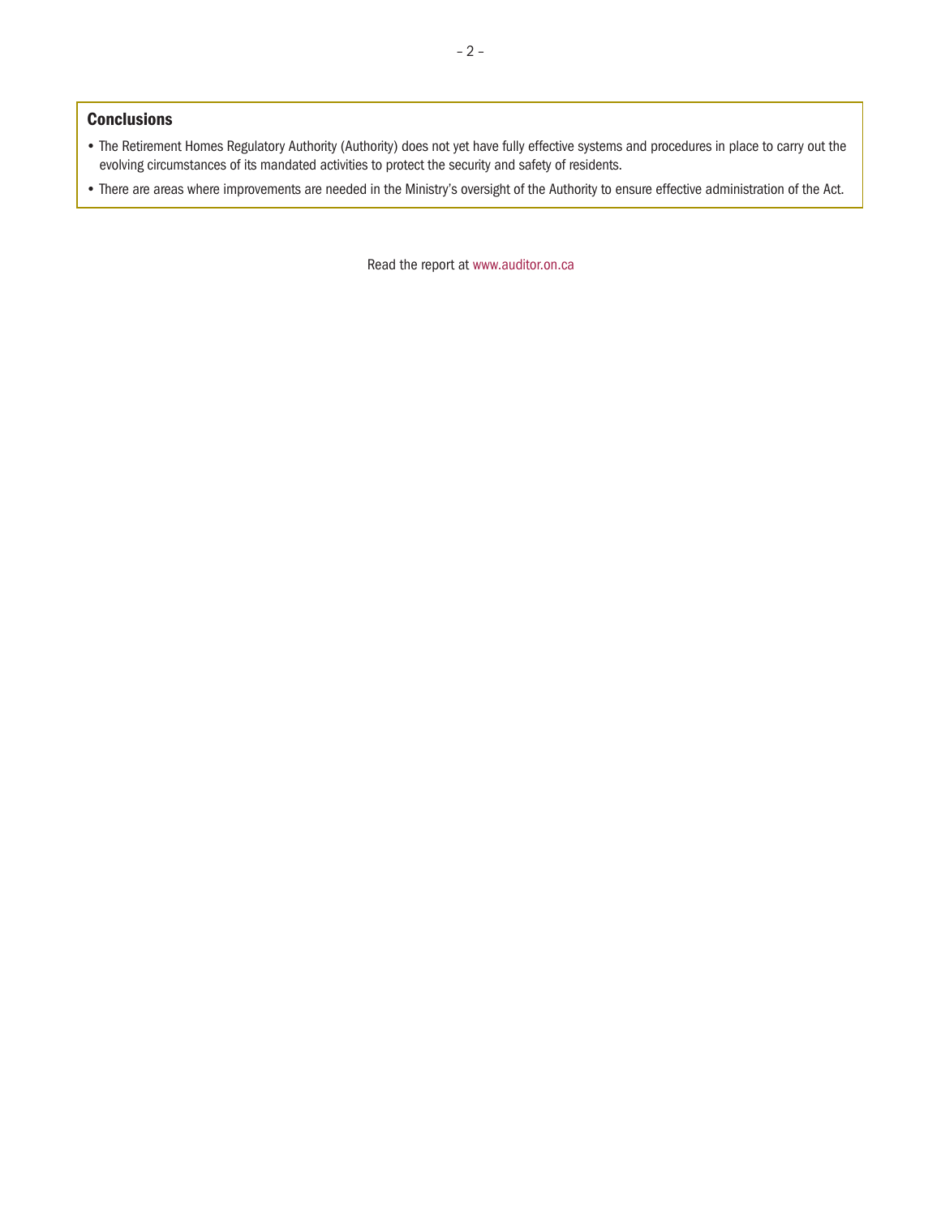## Conclusions

- The Retirement Homes Regulatory Authority (Authority) does not yet have fully effective systems and procedures in place to carry out the evolving circumstances of its mandated activities to protect the security and safety of residents.
- There are areas where improvements are needed in the Ministry's oversight of the Authority to ensure effective administration of the Act.

Read the report at www.auditor.on.ca